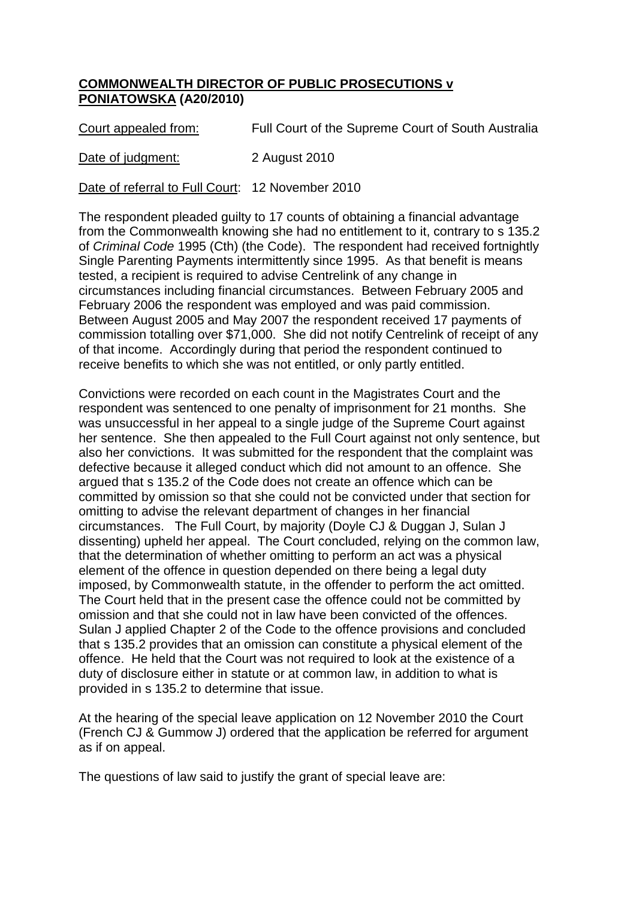**COMMONWEALTH DIRECTOR OF PUBLIC PROSECUTIONS v PONIATOWSKA (A20/2010)**

Court appealed from: Full Court of the Supreme Court of South Australia

Date of judgment: 2 August 2010

Date of referral to Full Court: 12 November 2010

The respondent pleaded guilty to 17 counts of obtaining a financial advantage from the Commonwealth knowing she had no entitlement to it, contrary to s 135.2 of *Criminal Code* 1995 (Cth) (the Code). The respondent had received fortnightly Single Parenting Payments intermittently since 1995. As that benefit is means tested, a recipient is required to advise Centrelink of any change in circumstances including financial circumstances. Between February 2005 and February 2006 the respondent was employed and was paid commission. Between August 2005 and May 2007 the respondent received 17 payments of commission totalling over $71,000. She did not notify Centrelink of receipt of any of that income. Accordingly during that period the respondent continued to receive benefits to which she was not entitled, or only partly entitled.

Convictions were recorded on each count in the Magistrates Court and the respondent was sentenced to one penalty of imprisonment for 21 months. She was unsuccessful in her appeal to a single judge of the Supreme Court against her sentence. She then appealed to the Full Court against not only sentence, but also her convictions. It was submitted for the respondent that the complaint was defective because it alleged conduct which did not amount to an offence. She argued that s 135.2 of the Code does not create an offence which can be committed by omission so that she could not be convicted under that section for omitting to advise the relevant department of changes in her financial circumstances. The Full Court, by majority (Doyle CJ & Duggan J, Sulan J dissenting) upheld her appeal. The Court concluded, relying on the common law, that the determination of whether omitting to perform an act was a physical element of the offence in question depended on there being a legal duty imposed, by Commonwealth statute, in the offender to perform the act omitted. The Court held that in the present case the offence could not be committed by omission and that she could not in law have been convicted of the offences. Sulan J applied Chapter 2 of the Code to the offence provisions and concluded that s 135.2 provides that an omission can constitute a physical element of the offence. He held that the Court was not required to look at the existence of a duty of disclosure either in statute or at common law, in addition to what is provided in s 135.2 to determine that issue.

At the hearing of the special leave application on 12 November 2010 the Court (French CJ & Gummow J) ordered that the application be referred for argument as if on appeal.

The questions of law said to justify the grant of special leave are: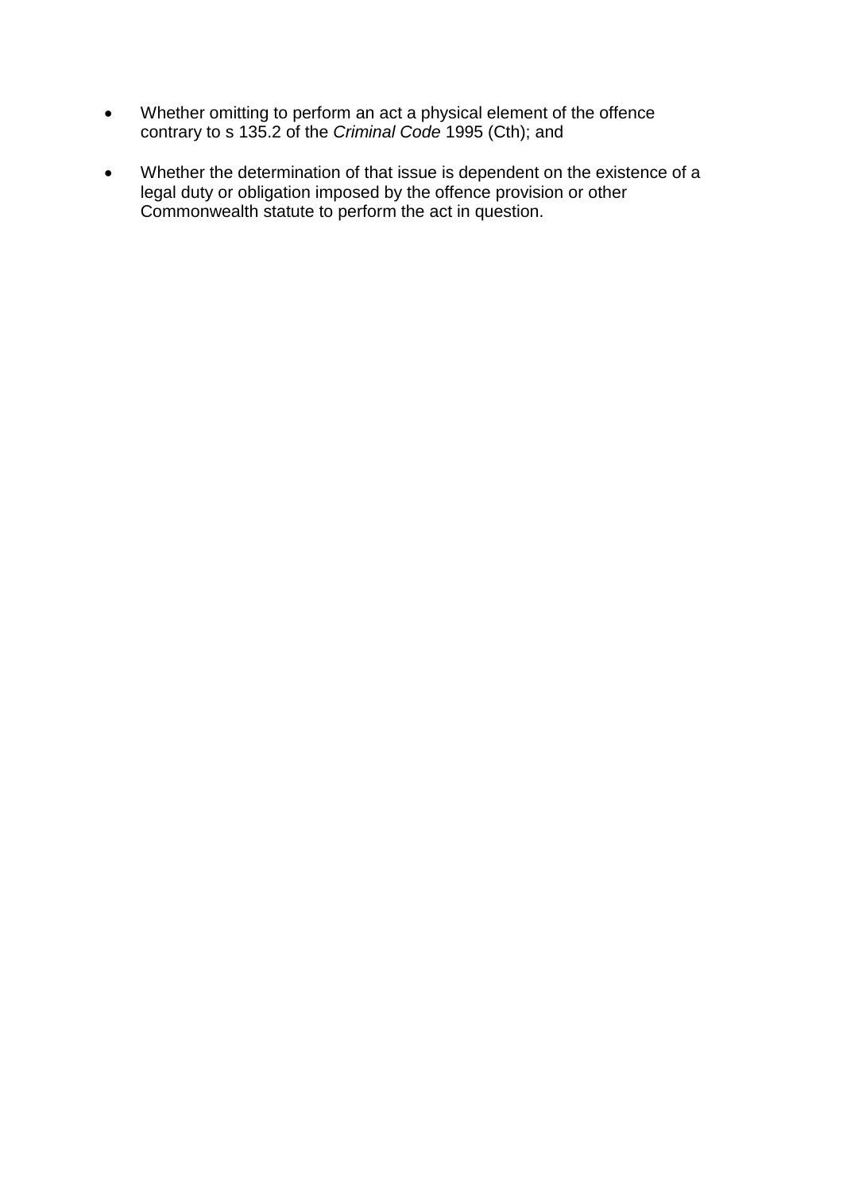- Whether omitting to perform an act a physical element of the offence contrary to s 135.2 of the *Criminal Code* 1995 (Cth); and

- Whether the determination of that issue is dependent on the existence of a legal duty or obligation imposed by the offence provision or other Commonwealth statute to perform the act in question.